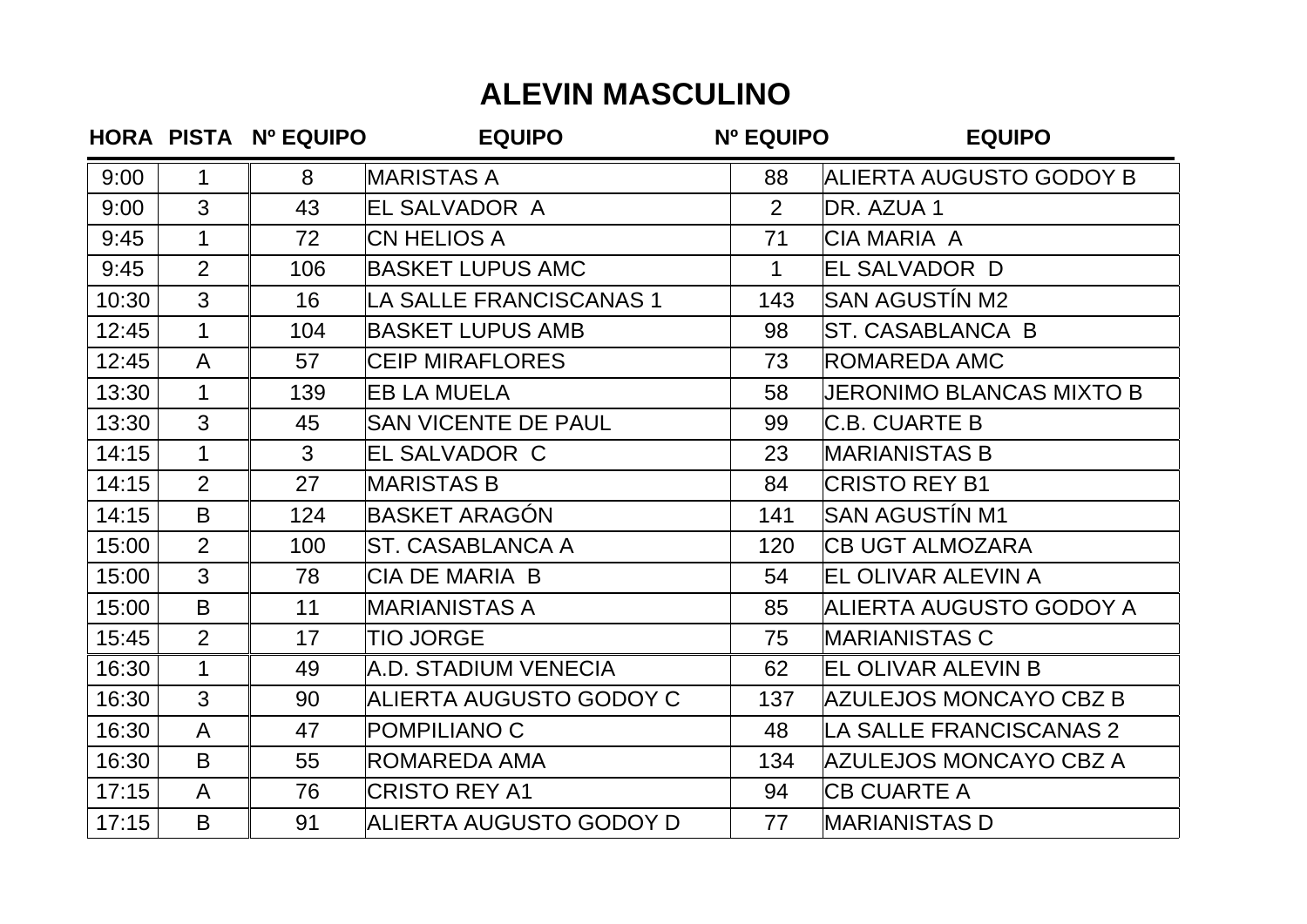# ALEVIN MASCULINO

| HORA | PISTA | Nº EQUIPO | EQUIPO | Nº EQUIPO | EQUIPO |
|---|---|---|---|---|---|
| 9:00 | 1 | 8 | MARISTAS A | 88 | ALIERTA AUGUSTO GODOY B |
| 9:00 | 3 | 43 | EL SALVADOR A | 2 | DR. AZUA 1 |
| 9:45 | 1 | 72 | CN HELIOS A | 71 | CIA MARIA A |
| 9:45 | 2 | 106 | BASKET LUPUS AMC | 1 | EL SALVADOR D |
| 10:30 | 3 | 16 | LA SALLE FRANCISCANAS 1 | 143 | SAN AGUSTÍN M2 |
| 12:45 | 1 | 104 | BASKET LUPUS AMB | 98 | ST. CASABLANCA B |
| 12:45 | A | 57 | CEIP MIRAFLORES | 73 | ROMAREDA AMC |
| 13:30 | 1 | 139 | EB LA MUELA | 58 | JERONIMO BLANCAS MIXTO B |
| 13:30 | 3 | 45 | SAN VICENTE DE PAUL | 99 | C.B. CUARTE B |
| 14:15 | 1 | 3 | EL SALVADOR C | 23 | MARIANISTAS B |
| 14:15 | 2 | 27 | MARISTAS B | 84 | CRISTO REY B1 |
| 14:15 | B | 124 | BASKET ARAGÓN | 141 | SAN AGUSTÍN M1 |
| 15:00 | 2 | 100 | ST. CASABLANCA A | 120 | CB UGT ALMOZARA |
| 15:00 | 3 | 78 | CIA DE MARIA B | 54 | EL OLIVAR ALEVIN A |
| 15:00 | B | 11 | MARIANISTAS A | 85 | ALIERTA AUGUSTO GODOY A |
| 15:45 | 2 | 17 | TIO JORGE | 75 | MARIANISTAS C |
| 16:30 | 1 | 49 | A.D. STADIUM VENECIA | 62 | EL OLIVAR ALEVIN B |
| 16:30 | 3 | 90 | ALIERTA AUGUSTO GODOY C | 137 | AZULEJOS MONCAYO CBZ B |
| 16:30 | A | 47 | POMPILIANO C | 48 | LA SALLE FRANCISCANAS 2 |
| 16:30 | B | 55 | ROMAREDA AMA | 134 | AZULEJOS MONCAYO CBZ A |
| 17:15 | A | 76 | CRISTO REY A1 | 94 | CB CUARTE A |
| 17:15 | B | 91 | ALIERTA AUGUSTO GODOY D | 77 | MARIANISTAS D |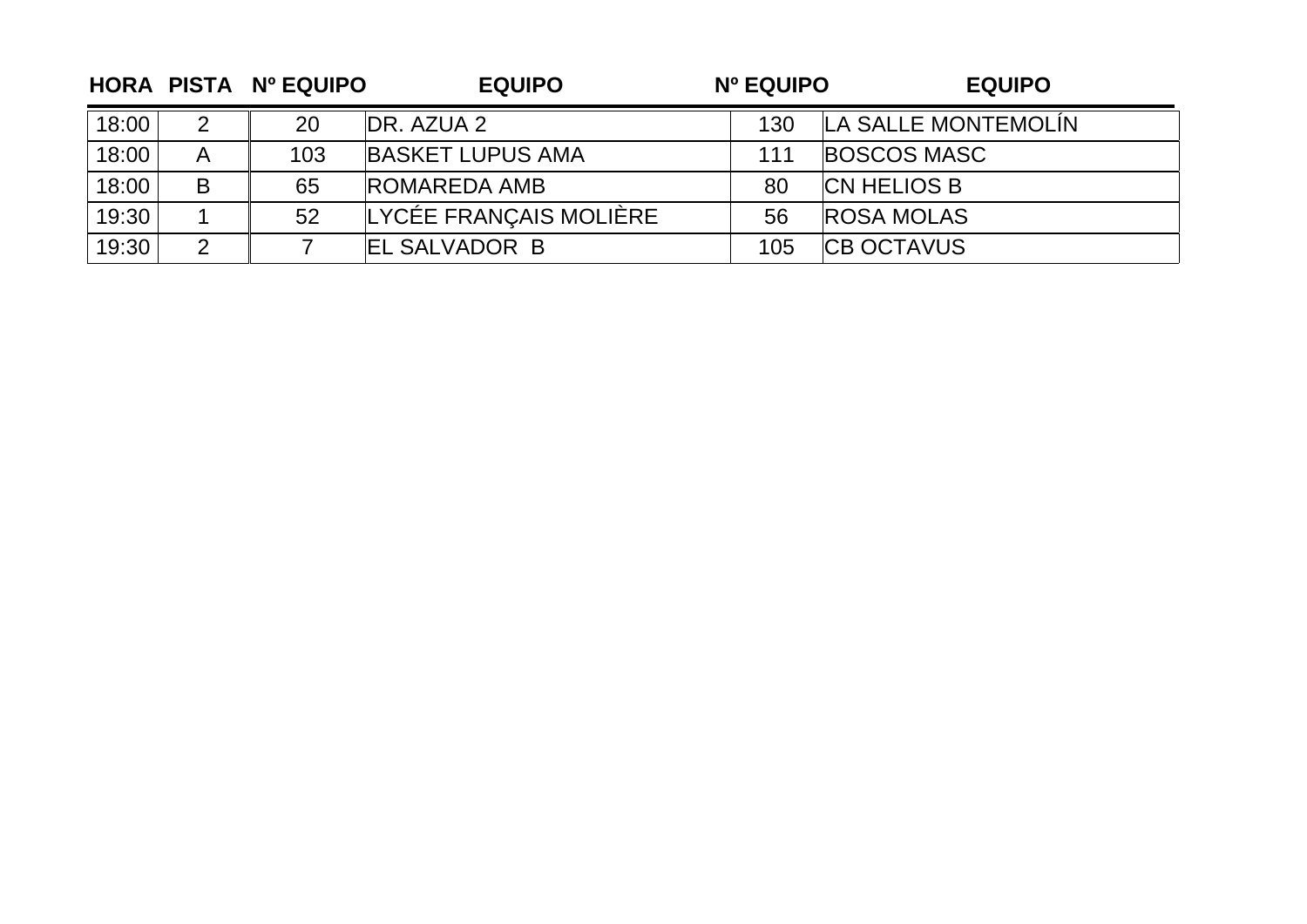| HORA | PISTA | Nº EQUIPO | EQUIPO | Nº EQUIPO | EQUIPO |
| --- | --- | --- | --- | --- | --- |
| 18:00 | 2 | 20 | DR. AZUA 2 | 130 | LA SALLE MONTEMOLÍN |
| 18:00 | A | 103 | BASKET LUPUS AMA | 111 | BOSCOS MASC |
| 18:00 | B | 65 | ROMAREDA AMB | 80 | CN HELIOS B |
| 19:30 | 1 | 52 | LYCÉE FRANÇAIS MOLIÈRE | 56 | ROSA MOLAS |
| 19:30 | 2 | 7 | EL SALVADOR B | 105 | CB OCTAVUS |